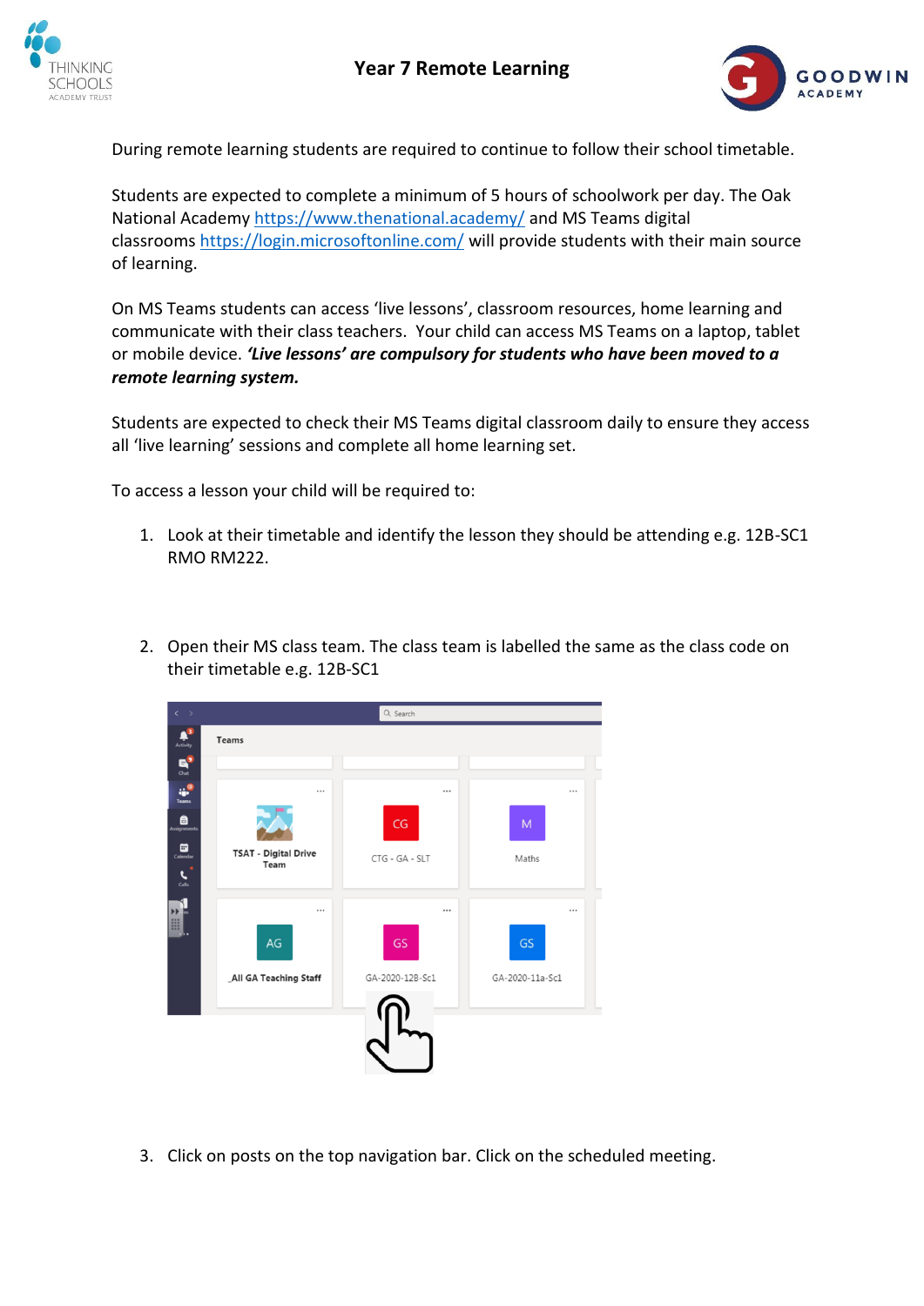# Year 7 Remote Learning

During remote learning students are required to continue to follow their school timetable.

Students are expected to complete a minimum of 5 hours of schoolwork per day. The Oak National Academy https://www.thenational.academy/ and MS Teams digital classrooms https://login.microsoftonline.com/ will provide students with their main source of learning.

On MS Teams students can access 'live lessons', classroom resources, home learning and communicate with their class teachers. Your child can access MS Teams on a laptop, tablet or mobile device. ***'Live lessons' are compulsory for students who have been moved to a remote learning system.***

Students are expected to check their MS Teams digital classroom daily to ensure they access all 'live learning' sessions and complete all home learning set.

To access a lesson your child will be required to:

1. Look at their timetable and identify the lesson they should be attending e.g. 12B-SC1 RMO RM222.

2. Open their MS class team. The class team is labelled the same as the class code on their timetable e.g. 12B-SC1

3. Click on posts on the top navigation bar. Click on the scheduled meeting.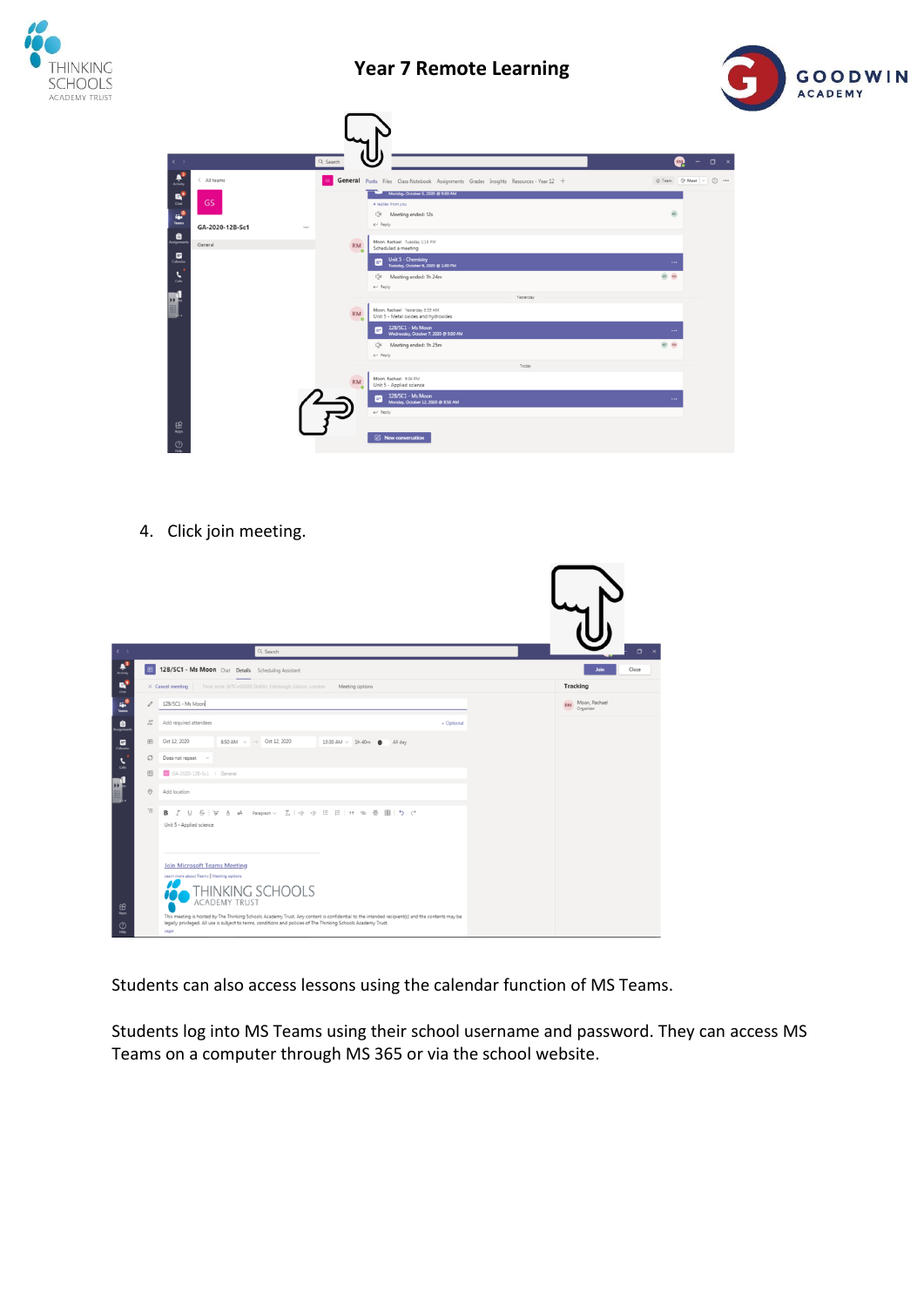# Year 7 Remote Learning

4. Click join meeting.

Students can also access lessons using the calendar function of MS Teams.

Students log into MS Teams using their school username and password. They can access MS Teams on a computer through MS 365 or via the school website.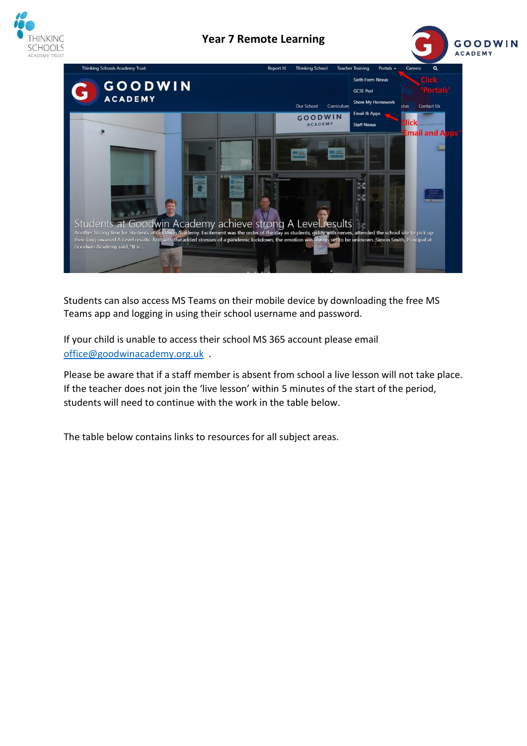# Year 7 Remote Learning

Students can also access MS Teams on their mobile device by downloading the free MS Teams app and logging in using their school username and password.

If your child is unable to access their school MS 365 account please email office@goodwinacademy.org.uk .

Please be aware that if a staff member is absent from school a live lesson will not take place. If the teacher does not join the 'live lesson' within 5 minutes of the start of the period, students will need to continue with the work in the table below.

The table below contains links to resources for all subject areas.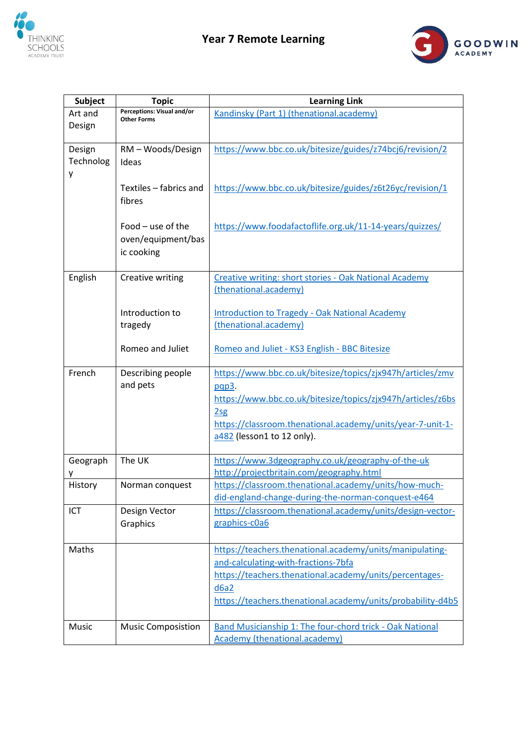# Year 7 Remote Learning

| Subject | Topic | Learning Link |
|---|---|---|
| Art and Design | **Perceptions: Visual and/or Other Forms** | Kandinsky (Part 1) (thenational.academy) |
| Design Technology | RM – Woods/Design Ideas | https://www.bbc.co.uk/bitesize/guides/z74bcj6/revision/2 |
| | Textiles – fabrics and fibres | https://www.bbc.co.uk/bitesize/guides/z6t26yc/revision/1 |
| | Food – use of the oven/equipment/basic cooking | https://www.foodafactoflife.org.uk/11-14-years/quizzes/ |
| English | Creative writing | Creative writing: short stories - Oak National Academy (thenational.academy) |
| | Introduction to tragedy | Introduction to Tragedy - Oak National Academy (thenational.academy) |
| | Romeo and Juliet | Romeo and Juliet - KS3 English - BBC Bitesize |
| French | Describing people and pets | https://www.bbc.co.uk/bitesize/topics/zjx947h/articles/zmvpqp3. https://www.bbc.co.uk/bitesize/topics/zjx947h/articles/z6bs2sg https://classroom.thenational.academy/units/year-7-unit-1-a482 (lesson1 to 12 only). |
| Geography | The UK | https://www.3dgeography.co.uk/geography-of-the-uk http://projectbritain.com/geography.html |
| History | Norman conquest | https://classroom.thenational.academy/units/how-much-did-england-change-during-the-norman-conquest-e464 |
| ICT | Design Vector Graphics | https://classroom.thenational.academy/units/design-vector-graphics-c0a6 |
| Maths | | https://teachers.thenational.academy/units/manipulating-and-calculating-with-fractions-7bfa https://teachers.thenational.academy/units/percentages-d6a2 https://teachers.thenational.academy/units/probability-d4b5 |
| Music | Music Composistion | Band Musicianship 1: The four-chord trick - Oak National Academy (thenational.academy) |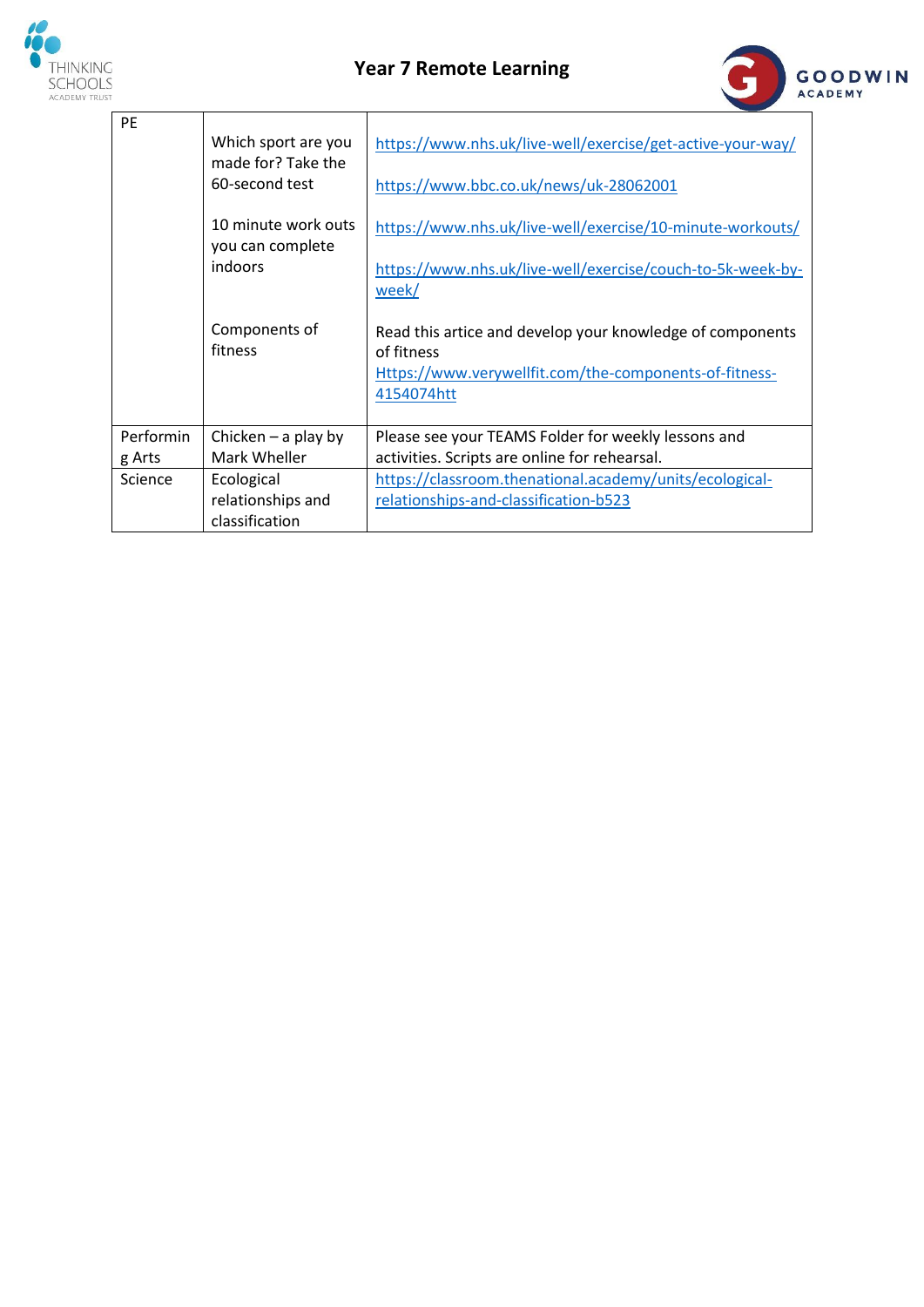# Year 7 Remote Learning

| | | |
|---|---|---|
| PE | Which sport are you made for? Take the 60-second test | https://www.nhs.uk/live-well/exercise/get-active-your-way/<br><br>https://www.bbc.co.uk/news/uk-28062001 |
| | 10 minute work outs you can complete indoors | https://www.nhs.uk/live-well/exercise/10-minute-workouts/<br><br>https://www.nhs.uk/live-well/exercise/couch-to-5k-week-by-week/ |
| | Components of fitness | Read this artice and develop your knowledge of components of fitness<br>Https://www.verywellfit.com/the-components-of-fitness-4154074htt |
| Performing Arts | Chicken – a play by Mark Wheller | Please see your TEAMS Folder for weekly lessons and activities. Scripts are online for rehearsal. |
| Science | Ecological relationships and classification | https://classroom.thenational.academy/units/ecological-relationships-and-classification-b523 |